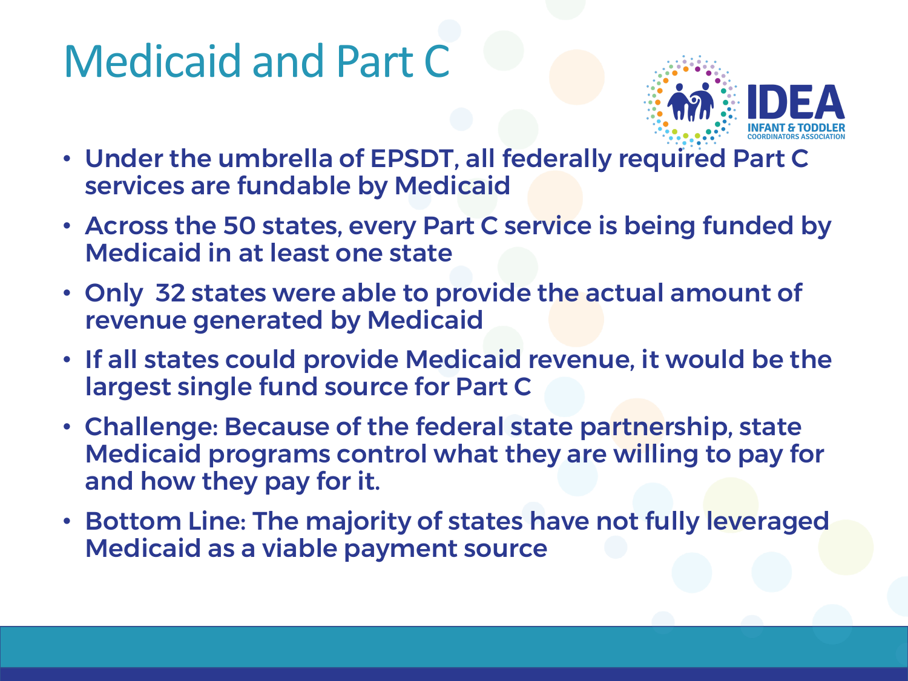# Medicaid and Part C

- Under the umbrella of EPSDT, all federally required Part C services are fundable by Medicaid
- Across the 50 states, every Part C service is being funded by Medicaid in at least one state
- Only 32 states were able to provide the actual amount of revenue generated by Medicaid
- If all states could provide Medicaid revenue, it would be the largest single fund source for Part C
- Challenge: Because of the federal state partnership, state Medicaid programs control what they are willing to pay for and how they pay for it.
- Bottom Line: The majority of states have not fully leveraged Medicaid as a viable payment source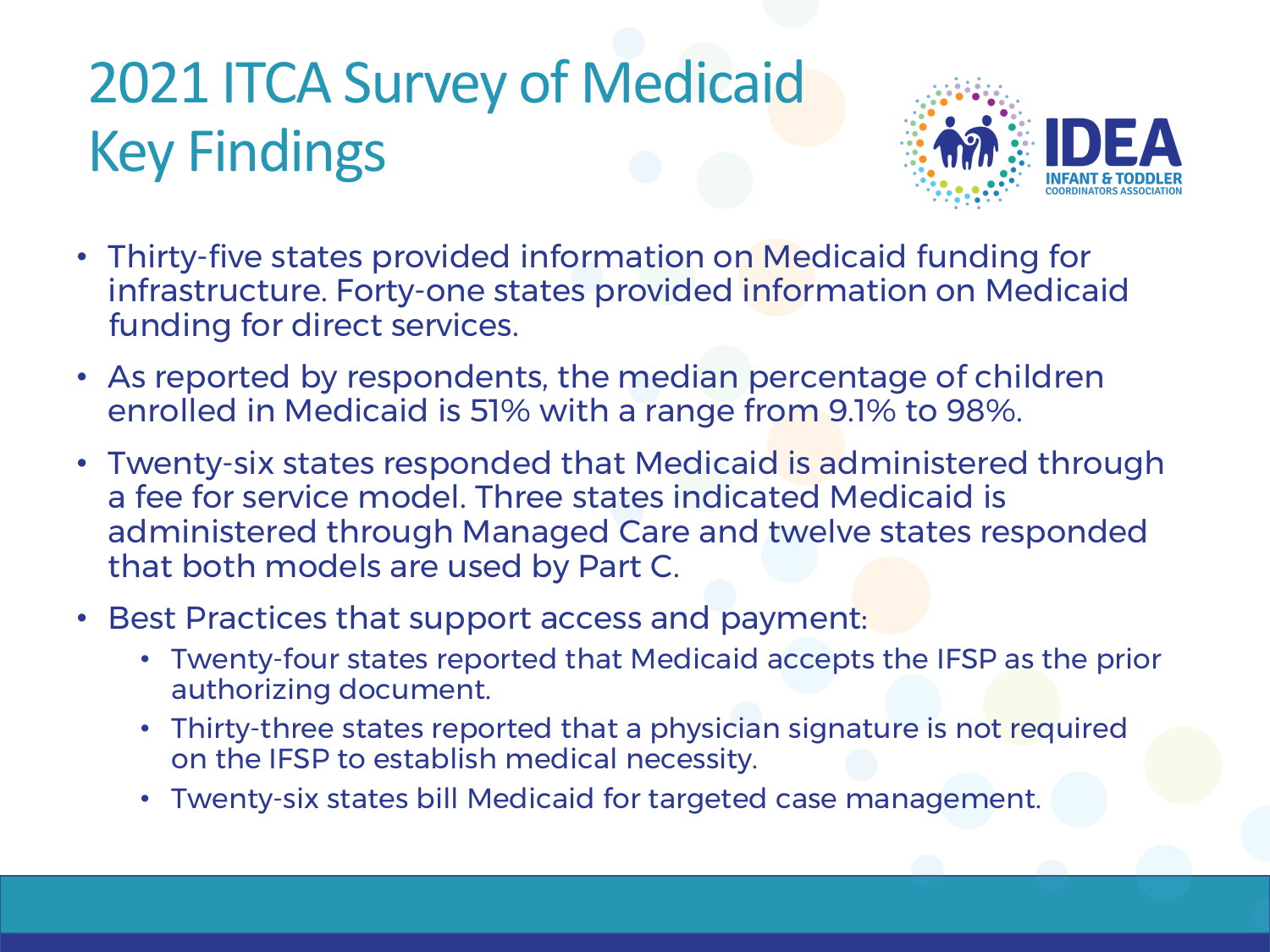# 2021 ITCA Survey of Medicaid Key Findings

- Thirty-five states provided information on Medicaid funding for infrastructure. Forty-one states provided information on Medicaid funding for direct services.
- As reported by respondents, the median percentage of children enrolled in Medicaid is 51% with a range from 9.1% to 98%.
- Twenty-six states responded that Medicaid is administered through a fee for service model. Three states indicated Medicaid is administered through Managed Care and twelve states responded that both models are used by Part C.
- Best Practices that support access and payment:
  - Twenty-four states reported that Medicaid accepts the IFSP as the prior authorizing document.
  - Thirty-three states reported that a physician signature is not required on the IFSP to establish medical necessity.
  - Twenty-six states bill Medicaid for targeted case management.